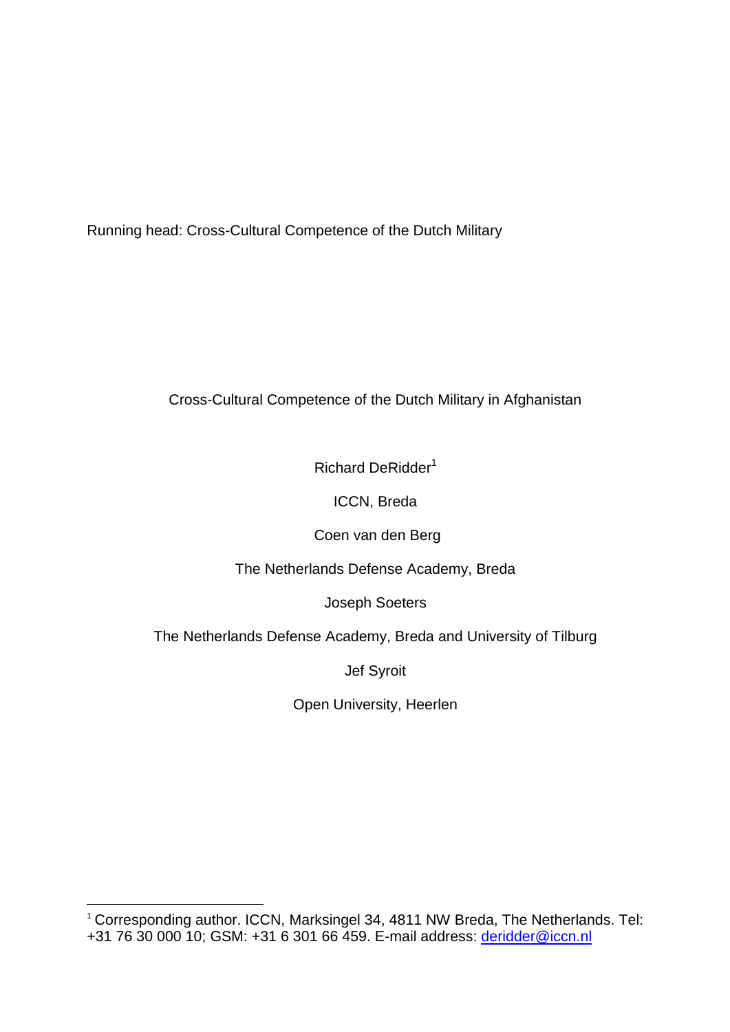Running head: Cross-Cultural Competence of the Dutch Military

# Cross-Cultural Competence of the Dutch Military in Afghanistan

Richard DeRidder[1]

ICCN, Breda

Coen van den Berg

The Netherlands Defense Academy, Breda

Joseph Soeters

The Netherlands Defense Academy, Breda and University of Tilburg

Jef Syroit

Open University, Heerlen

---

[1] Corresponding author. ICCN, Marksingel 34, 4811 NW Breda, The Netherlands. Tel: +31 76 30 000 10; GSM: +31 6 301 66 459. E-mail address: deridder@iccn.nl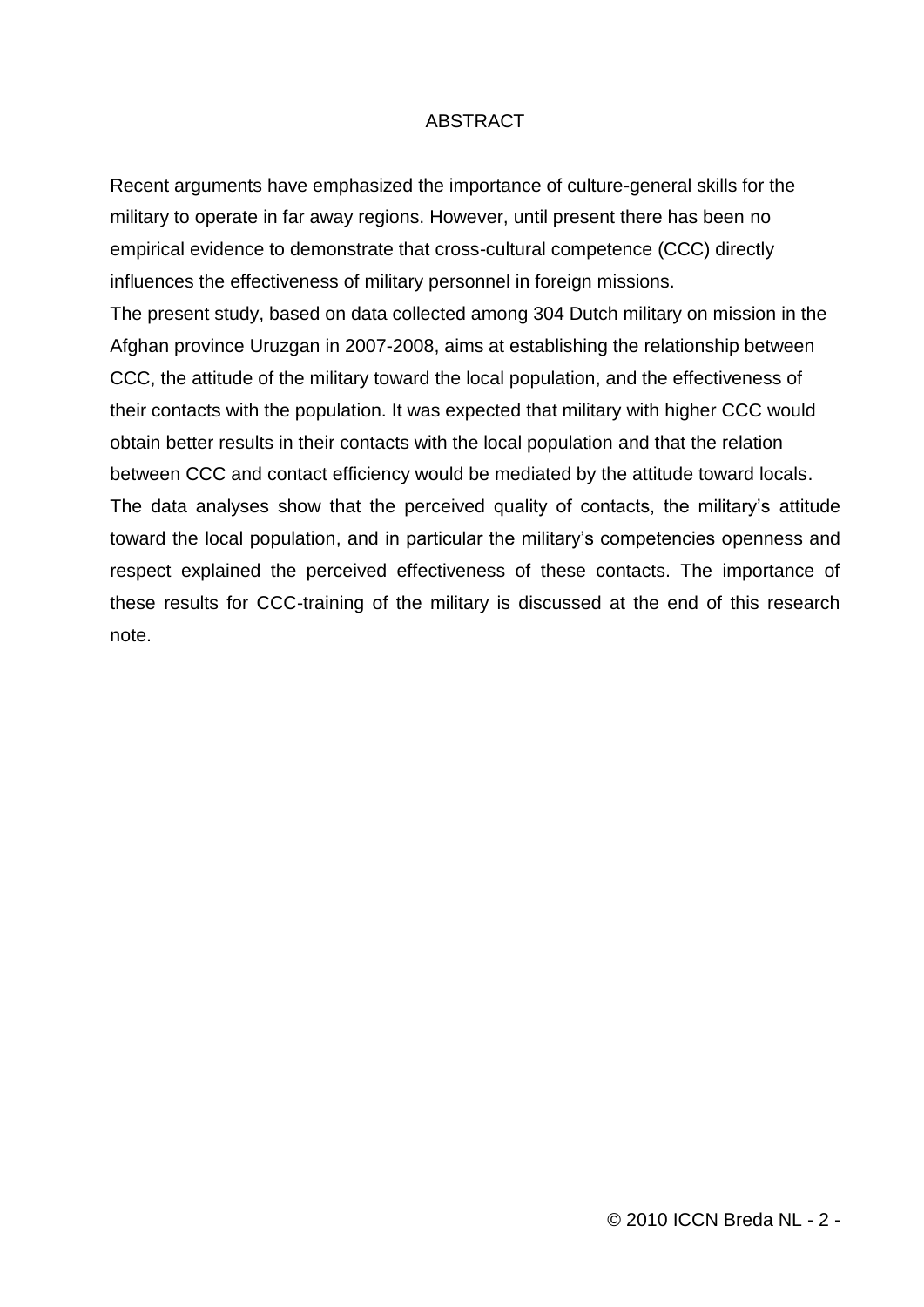# ABSTRACT

Recent arguments have emphasized the importance of culture-general skills for the military to operate in far away regions. However, until present there has been no empirical evidence to demonstrate that cross-cultural competence (CCC) directly influences the effectiveness of military personnel in foreign missions.

The present study, based on data collected among 304 Dutch military on mission in the Afghan province Uruzgan in 2007-2008, aims at establishing the relationship between CCC, the attitude of the military toward the local population, and the effectiveness of their contacts with the population. It was expected that military with higher CCC would obtain better results in their contacts with the local population and that the relation between CCC and contact efficiency would be mediated by the attitude toward locals.

The data analyses show that the perceived quality of contacts, the military's attitude toward the local population, and in particular the military's competencies openness and respect explained the perceived effectiveness of these contacts. The importance of these results for CCC-training of the military is discussed at the end of this research note.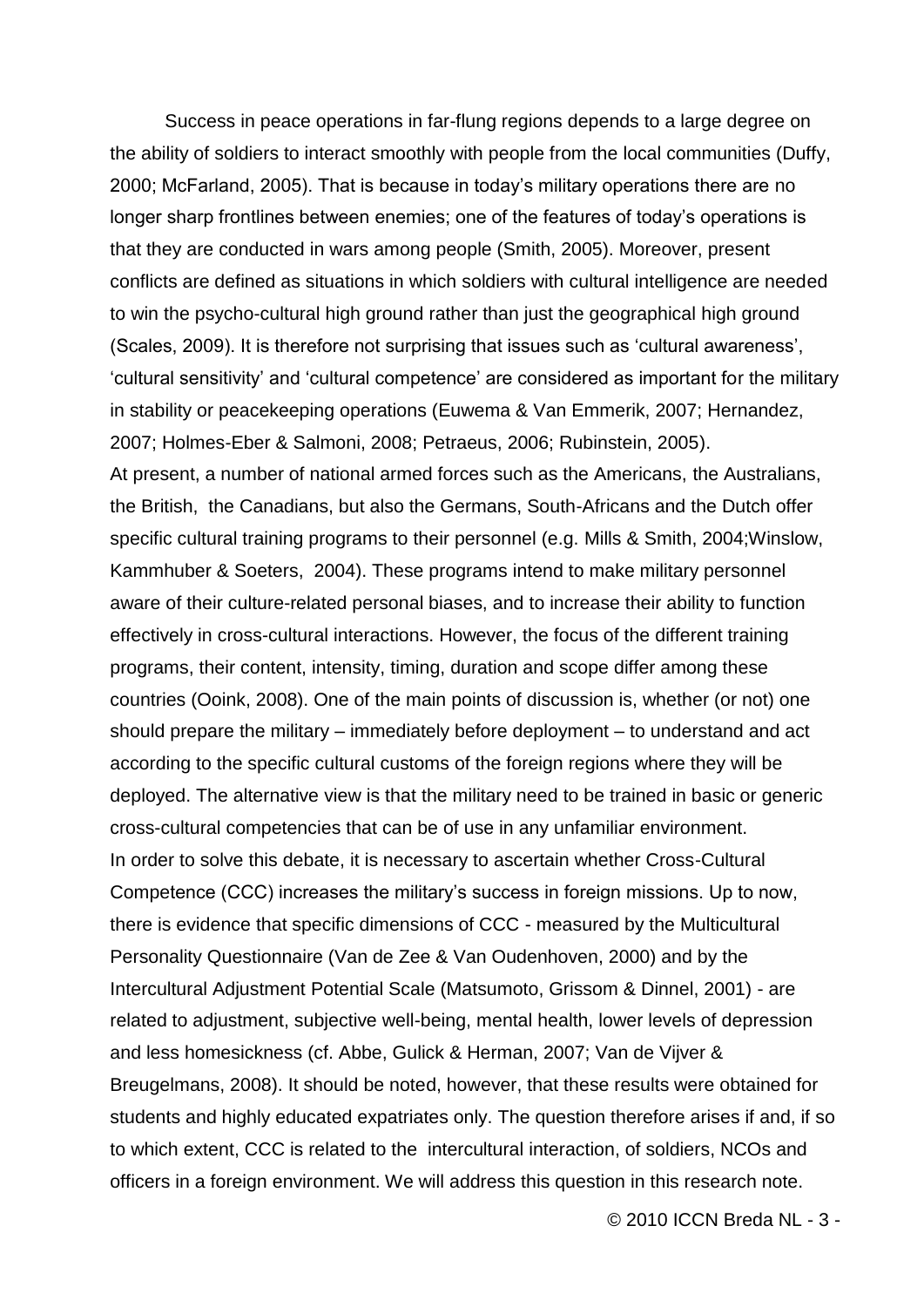Success in peace operations in far-flung regions depends to a large degree on the ability of soldiers to interact smoothly with people from the local communities (Duffy, 2000; McFarland, 2005). That is because in today's military operations there are no longer sharp frontlines between enemies; one of the features of today's operations is that they are conducted in wars among people (Smith, 2005). Moreover, present conflicts are defined as situations in which soldiers with cultural intelligence are needed to win the psycho-cultural high ground rather than just the geographical high ground (Scales, 2009). It is therefore not surprising that issues such as 'cultural awareness', 'cultural sensitivity' and 'cultural competence' are considered as important for the military in stability or peacekeeping operations (Euwema & Van Emmerik, 2007; Hernandez, 2007; Holmes-Eber & Salmoni, 2008; Petraeus, 2006; Rubinstein, 2005).

At present, a number of national armed forces such as the Americans, the Australians, the British, the Canadians, but also the Germans, South-Africans and the Dutch offer specific cultural training programs to their personnel (e.g. Mills & Smith, 2004;Winslow, Kammhuber & Soeters, 2004). These programs intend to make military personnel aware of their culture-related personal biases, and to increase their ability to function effectively in cross-cultural interactions. However, the focus of the different training programs, their content, intensity, timing, duration and scope differ among these countries (Ooink, 2008). One of the main points of discussion is, whether (or not) one should prepare the military – immediately before deployment – to understand and act according to the specific cultural customs of the foreign regions where they will be deployed. The alternative view is that the military need to be trained in basic or generic cross-cultural competencies that can be of use in any unfamiliar environment.

In order to solve this debate, it is necessary to ascertain whether Cross-Cultural Competence (CCC) increases the military's success in foreign missions. Up to now, there is evidence that specific dimensions of CCC - measured by the Multicultural Personality Questionnaire (Van de Zee & Van Oudenhoven, 2000) and by the Intercultural Adjustment Potential Scale (Matsumoto, Grissom & Dinnel, 2001) - are related to adjustment, subjective well-being, mental health, lower levels of depression and less homesickness (cf. Abbe, Gulick & Herman, 2007; Van de Vijver & Breugelmans, 2008). It should be noted, however, that these results were obtained for students and highly educated expatriates only. The question therefore arises if and, if so to which extent, CCC is related to the intercultural interaction, of soldiers, NCOs and officers in a foreign environment. We will address this question in this research note.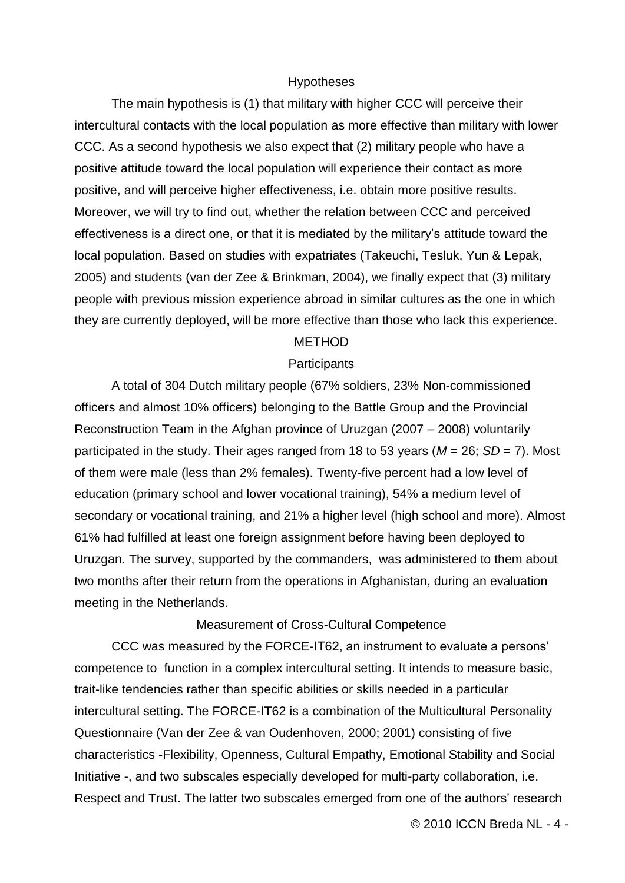## Hypotheses

The main hypothesis is (1) that military with higher CCC will perceive their intercultural contacts with the local population as more effective than military with lower CCC. As a second hypothesis we also expect that (2) military people who have a positive attitude toward the local population will experience their contact as more positive, and will perceive higher effectiveness, i.e. obtain more positive results. Moreover, we will try to find out, whether the relation between CCC and perceived effectiveness is a direct one, or that it is mediated by the military's attitude toward the local population. Based on studies with expatriates (Takeuchi, Tesluk, Yun & Lepak, 2005) and students (van der Zee & Brinkman, 2004), we finally expect that (3) military people with previous mission experience abroad in similar cultures as the one in which they are currently deployed, will be more effective than those who lack this experience.

# METHOD

## Participants

A total of 304 Dutch military people (67% soldiers, 23% Non-commissioned officers and almost 10% officers) belonging to the Battle Group and the Provincial Reconstruction Team in the Afghan province of Uruzgan (2007 – 2008) voluntarily participated in the study. Their ages ranged from 18 to 53 years (*M* = 26; *SD* = 7). Most of them were male (less than 2% females). Twenty-five percent had a low level of education (primary school and lower vocational training), 54% a medium level of secondary or vocational training, and 21% a higher level (high school and more). Almost 61% had fulfilled at least one foreign assignment before having been deployed to Uruzgan. The survey, supported by the commanders, was administered to them about two months after their return from the operations in Afghanistan, during an evaluation meeting in the Netherlands.

## Measurement of Cross-Cultural Competence

CCC was measured by the FORCE-IT62, an instrument to evaluate a persons' competence to function in a complex intercultural setting. It intends to measure basic, trait-like tendencies rather than specific abilities or skills needed in a particular intercultural setting. The FORCE-IT62 is a combination of the Multicultural Personality Questionnaire (Van der Zee & van Oudenhoven, 2000; 2001) consisting of five characteristics -Flexibility, Openness, Cultural Empathy, Emotional Stability and Social Initiative -, and two subscales especially developed for multi-party collaboration, i.e. Respect and Trust. The latter two subscales emerged from one of the authors' research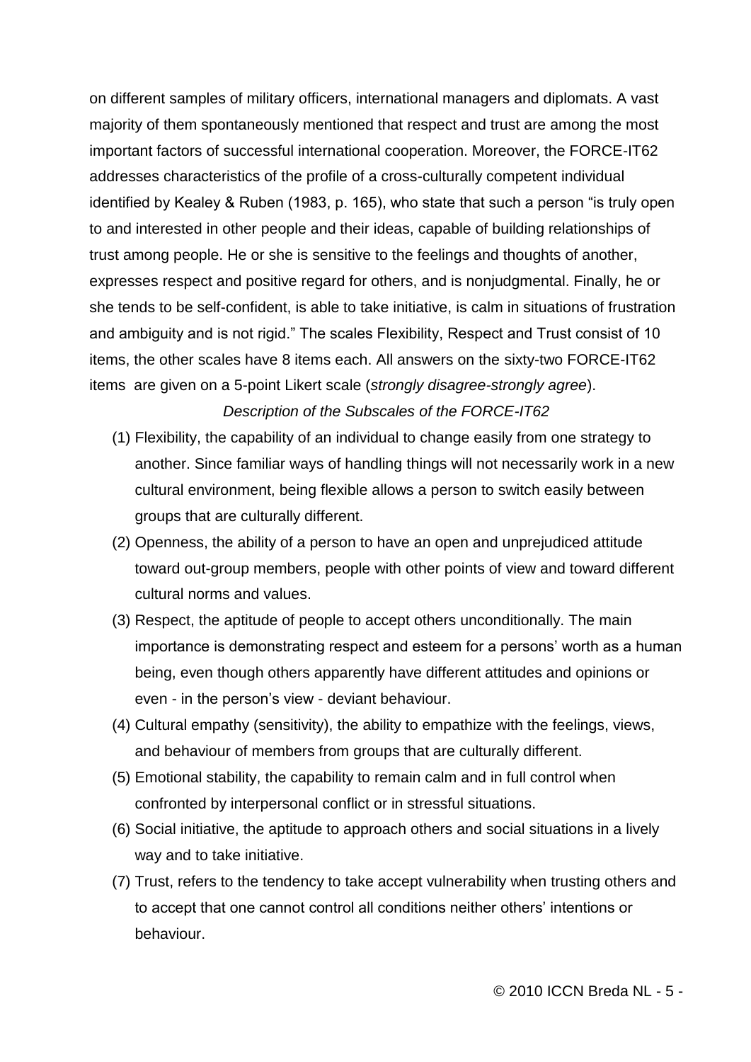on different samples of military officers, international managers and diplomats. A vast majority of them spontaneously mentioned that respect and trust are among the most important factors of successful international cooperation. Moreover, the FORCE-IT62 addresses characteristics of the profile of a cross-culturally competent individual identified by Kealey & Ruben (1983, p. 165), who state that such a person "is truly open to and interested in other people and their ideas, capable of building relationships of trust among people. He or she is sensitive to the feelings and thoughts of another, expresses respect and positive regard for others, and is nonjudgmental. Finally, he or she tends to be self-confident, is able to take initiative, is calm in situations of frustration and ambiguity and is not rigid." The scales Flexibility, Respect and Trust consist of 10 items, the other scales have 8 items each. All answers on the sixty-two FORCE-IT62 items are given on a 5-point Likert scale (*strongly disagree-strongly agree*).

*Description of the Subscales of the FORCE-IT62*

(1) Flexibility, the capability of an individual to change easily from one strategy to another. Since familiar ways of handling things will not necessarily work in a new cultural environment, being flexible allows a person to switch easily between groups that are culturally different.

(2) Openness, the ability of a person to have an open and unprejudiced attitude toward out-group members, people with other points of view and toward different cultural norms and values.

(3) Respect, the aptitude of people to accept others unconditionally. The main importance is demonstrating respect and esteem for a persons' worth as a human being, even though others apparently have different attitudes and opinions or even - in the person's view - deviant behaviour.

(4) Cultural empathy (sensitivity), the ability to empathize with the feelings, views, and behaviour of members from groups that are culturally different.

(5) Emotional stability, the capability to remain calm and in full control when confronted by interpersonal conflict or in stressful situations.

(6) Social initiative, the aptitude to approach others and social situations in a lively way and to take initiative.

(7) Trust, refers to the tendency to take accept vulnerability when trusting others and to accept that one cannot control all conditions neither others' intentions or behaviour.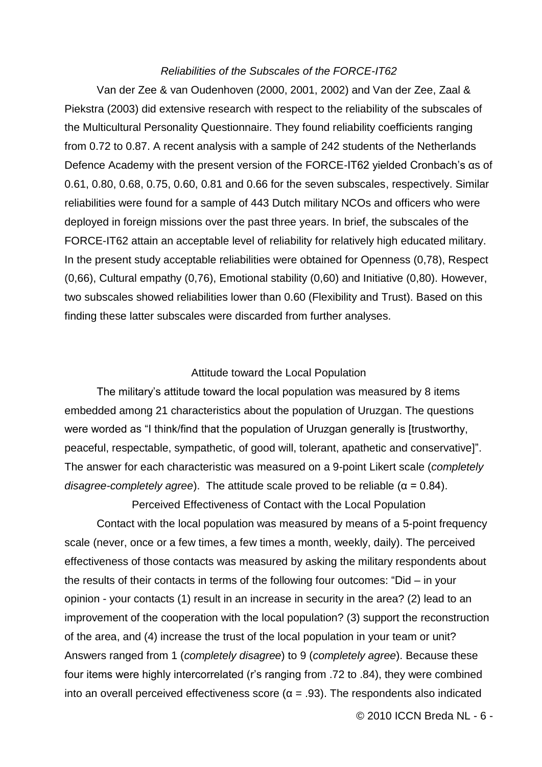### *Reliabilities of the Subscales of the FORCE-IT62*

Van der Zee & van Oudenhoven (2000, 2001, 2002) and Van der Zee, Zaal & Piekstra (2003) did extensive research with respect to the reliability of the subscales of the Multicultural Personality Questionnaire. They found reliability coefficients ranging from 0.72 to 0.87. A recent analysis with a sample of 242 students of the Netherlands Defence Academy with the present version of the FORCE-IT62 yielded Cronbach's αs of 0.61, 0.80, 0.68, 0.75, 0.60, 0.81 and 0.66 for the seven subscales, respectively. Similar reliabilities were found for a sample of 443 Dutch military NCOs and officers who were deployed in foreign missions over the past three years. In brief, the subscales of the FORCE-IT62 attain an acceptable level of reliability for relatively high educated military. In the present study acceptable reliabilities were obtained for Openness (0,78), Respect (0,66), Cultural empathy (0,76), Emotional stability (0,60) and Initiative (0,80). However, two subscales showed reliabilities lower than 0.60 (Flexibility and Trust). Based on this finding these latter subscales were discarded from further analyses.

### Attitude toward the Local Population

The military's attitude toward the local population was measured by 8 items embedded among 21 characteristics about the population of Uruzgan. The questions were worded as "I think/find that the population of Uruzgan generally is [trustworthy, peaceful, respectable, sympathetic, of good will, tolerant, apathetic and conservative]". The answer for each characteristic was measured on a 9-point Likert scale (*completely disagree-completely agree*). The attitude scale proved to be reliable ($\alpha = 0.84$).

### Perceived Effectiveness of Contact with the Local Population

Contact with the local population was measured by means of a 5-point frequency scale (never, once or a few times, a few times a month, weekly, daily). The perceived effectiveness of those contacts was measured by asking the military respondents about the results of their contacts in terms of the following four outcomes: "Did – in your opinion - your contacts (1) result in an increase in security in the area? (2) lead to an improvement of the cooperation with the local population? (3) support the reconstruction of the area, and (4) increase the trust of the local population in your team or unit? Answers ranged from 1 (*completely disagree*) to 9 (*completely agree*). Because these four items were highly intercorrelated (r's ranging from .72 to .84), they were combined into an overall perceived effectiveness score ($\alpha = .93$). The respondents also indicated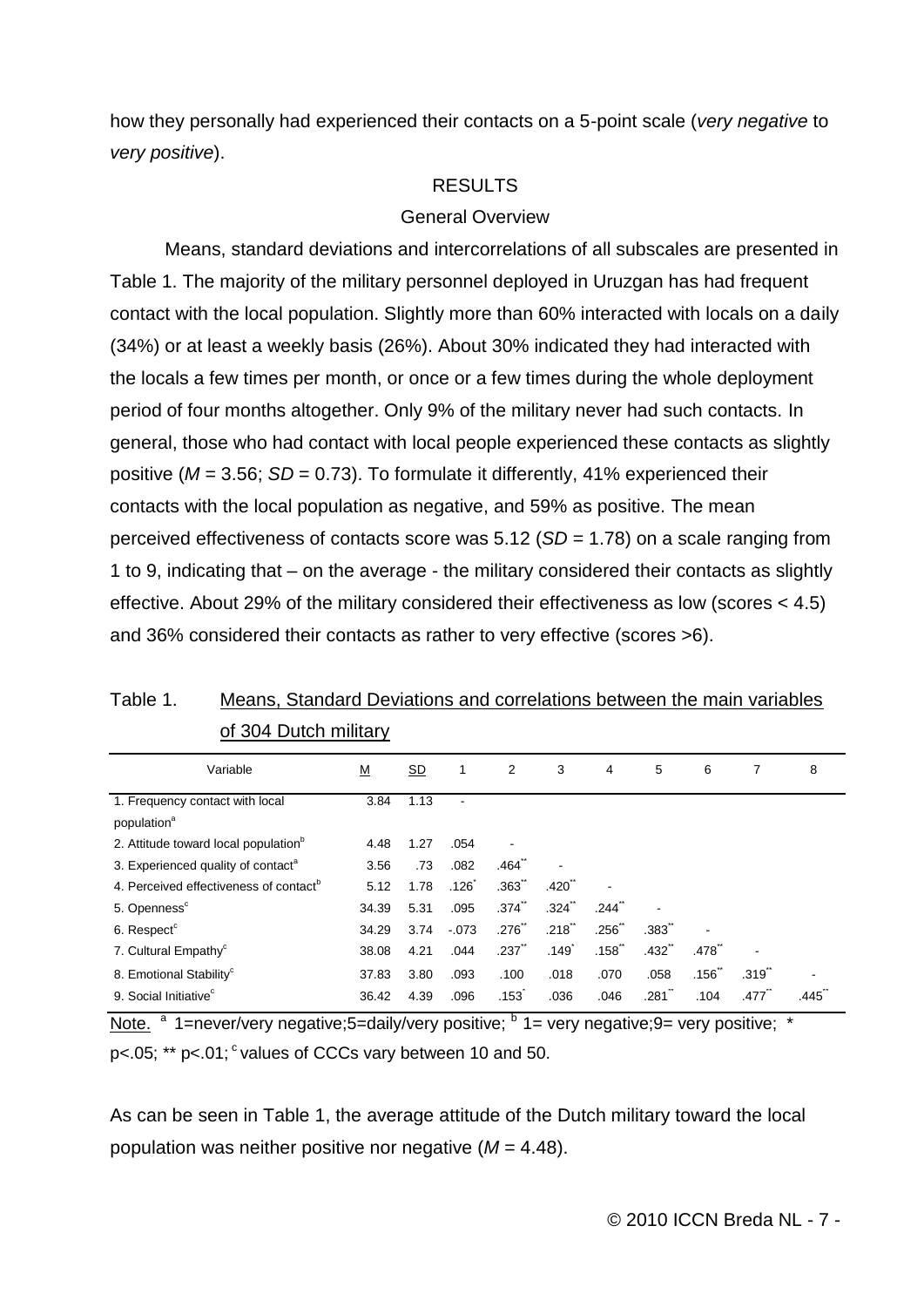how they personally had experienced their contacts on a 5-point scale (*very negative* to *very positive*).

## RESULTS

### General Overview

Means, standard deviations and intercorrelations of all subscales are presented in Table 1. The majority of the military personnel deployed in Uruzgan has had frequent contact with the local population. Slightly more than 60% interacted with locals on a daily (34%) or at least a weekly basis (26%). About 30% indicated they had interacted with the locals a few times per month, or once or a few times during the whole deployment period of four months altogether. Only 9% of the military never had such contacts. In general, those who had contact with local people experienced these contacts as slightly positive (*M* = 3.56; *SD* = 0.73). To formulate it differently, 41% experienced their contacts with the local population as negative, and 59% as positive. The mean perceived effectiveness of contacts score was 5.12 (*SD* = 1.78) on a scale ranging from 1 to 9, indicating that – on the average - the military considered their contacts as slightly effective. About 29% of the military considered their effectiveness as low (scores < 4.5) and 36% considered their contacts as rather to very effective (scores >6).

Table 1. Means, Standard Deviations and correlations between the main variables of 304 Dutch military

| Variable | M | SD | 1 | 2 | 3 | 4 | 5 | 6 | 7 | 8 |
|---|---|---|---|---|---|---|---|---|---|---|
| 1. Frequency contact with local population[a] | 3.84 | 1.13 | - | | | | | | | |
| 2. Attitude toward local population[b] | 4.48 | 1.27 | .054 | - | | | | | | |
| 3. Experienced quality of contact[a] | 3.56 | .73 | .082 | .464** | - | | | | | |
| 4. Perceived effectiveness of contact[b] | 5.12 | 1.78 | .126* | .363** | .420** | - | | | | |
| 5. Openness[c] | 34.39 | 5.31 | .095 | .374** | .324** | .244** | - | | | |
| 6. Respect[c] | 34.29 | 3.74 | -.073 | .276** | .218** | .256** | .383** | - | | |
| 7. Cultural Empathy[c] | 38.08 | 4.21 | .044 | .237** | .149* | .158** | .432** | .478** | - | |
| 8. Emotional Stability[c] | 37.83 | 3.80 | .093 | .100 | .018 | .070 | .058 | .156** | .319** | - |
| 9. Social Initiative[c] | 36.42 | 4.39 | .096 | .153* | .036 | .046 | .281** | .104 | .477** | .445** |

Note. [a] 1=never/very negative;5=daily/very positive; [b] 1= very negative;9= very positive; * p<.05; ** p<.01; [c] values of CCCs vary between 10 and 50.

As can be seen in Table 1, the average attitude of the Dutch military toward the local population was neither positive nor negative (*M* = 4.48).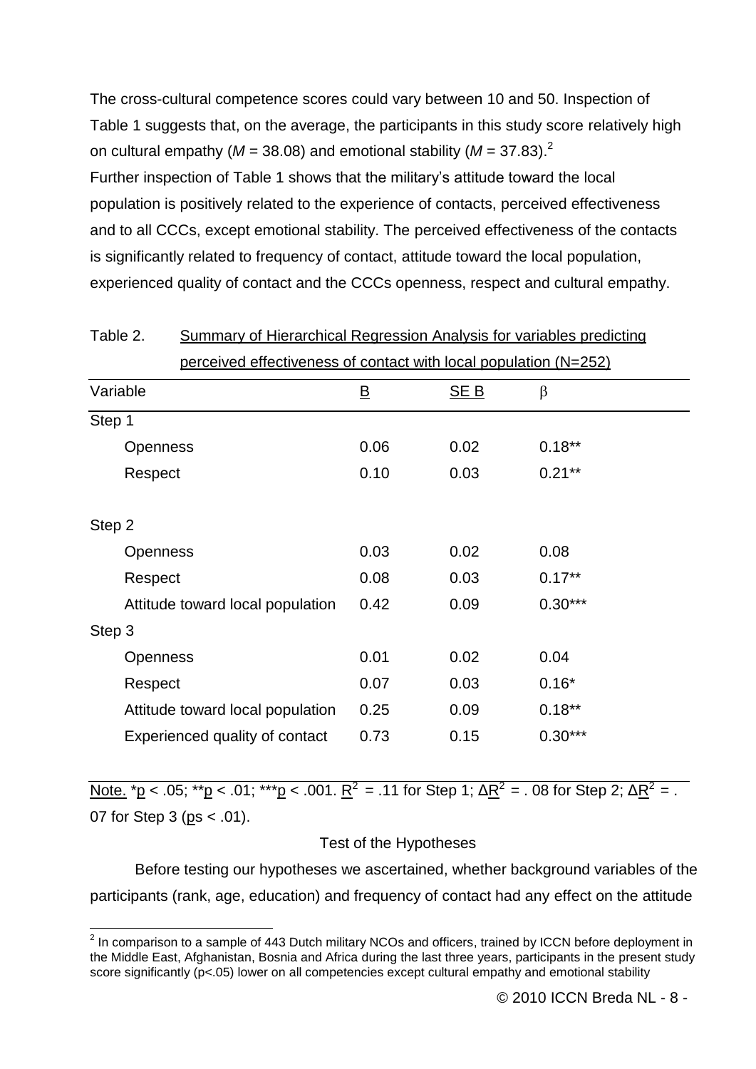The cross-cultural competence scores could vary between 10 and 50. Inspection of Table 1 suggests that, on the average, the participants in this study score relatively high on cultural empathy (*M* = 38.08) and emotional stability (*M* = 37.83).[2]

Further inspection of Table 1 shows that the military's attitude toward the local population is positively related to the experience of contacts, perceived effectiveness and to all CCCs, except emotional stability. The perceived effectiveness of the contacts is significantly related to frequency of contact, attitude toward the local population, experienced quality of contact and the CCCs openness, respect and cultural empathy.

Table 2. Summary of Hierarchical Regression Analysis for variables predicting perceived effectiveness of contact with local population (N=252)

| Variable | B | SE B | β |
|---|---|---|---|
| Step 1 | | | |
| Openness | 0.06 | 0.02 | 0.18** |
| Respect | 0.10 | 0.03 | 0.21** |
| Step 2 | | | |
| Openness | 0.03 | 0.02 | 0.08 |
| Respect | 0.08 | 0.03 | 0.17** |
| Attitude toward local population | 0.42 | 0.09 | 0.30*** |
| Step 3 | | | |
| Openness | 0.01 | 0.02 | 0.04 |
| Respect | 0.07 | 0.03 | 0.16* |
| Attitude toward local population | 0.25 | 0.09 | 0.18** |
| Experienced quality of contact | 0.73 | 0.15 | 0.30*** |

Note. *$p < .05$; **$p < .01$; ***$p < .001$. $R^2 = .11$ for Step 1; $\Delta R^2 = .08$ for Step 2; $\Delta R^2 = .07$ for Step 3 ($ps < .01$).

## Test of the Hypotheses

Before testing our hypotheses we ascertained, whether background variables of the participants (rank, age, education) and frequency of contact had any effect on the attitude

[2] In comparison to a sample of 443 Dutch military NCOs and officers, trained by ICCN before deployment in the Middle East, Afghanistan, Bosnia and Africa during the last three years, participants in the present study score significantly ($p<.05$) lower on all competencies except cultural empathy and emotional stability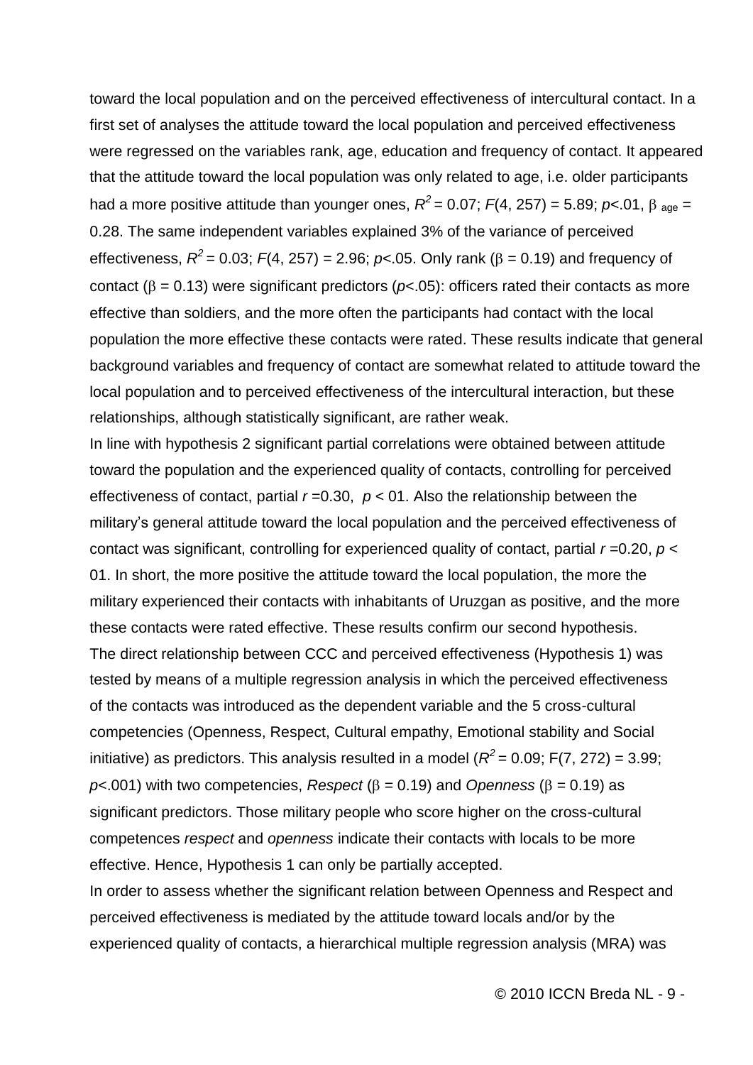toward the local population and on the perceived effectiveness of intercultural contact. In a first set of analyses the attitude toward the local population and perceived effectiveness were regressed on the variables rank, age, education and frequency of contact. It appeared that the attitude toward the local population was only related to age, i.e. older participants had a more positive attitude than younger ones, $R^2 = 0.07$; $F(4, 257) = 5.89$; $p<.01$, $\beta_{age} = 0.28$. The same independent variables explained 3% of the variance of perceived effectiveness, $R^2 = 0.03$; $F(4, 257) = 2.96$; $p<.05$. Only rank ($\beta = 0.19$) and frequency of contact ($\beta = 0.13$) were significant predictors ($p<.05$): officers rated their contacts as more effective than soldiers, and the more often the participants had contact with the local population the more effective these contacts were rated. These results indicate that general background variables and frequency of contact are somewhat related to attitude toward the local population and to perceived effectiveness of the intercultural interaction, but these relationships, although statistically significant, are rather weak.

In line with hypothesis 2 significant partial correlations were obtained between attitude toward the population and the experienced quality of contacts, controlling for perceived effectiveness of contact, partial $r = 0.30$, $p < 01$. Also the relationship between the military's general attitude toward the local population and the perceived effectiveness of contact was significant, controlling for experienced quality of contact, partial $r = 0.20$, $p < 01$. In short, the more positive the attitude toward the local population, the more the military experienced their contacts with inhabitants of Uruzgan as positive, and the more these contacts were rated effective. These results confirm our second hypothesis.

The direct relationship between CCC and perceived effectiveness (Hypothesis 1) was tested by means of a multiple regression analysis in which the perceived effectiveness of the contacts was introduced as the dependent variable and the 5 cross-cultural competencies (Openness, Respect, Cultural empathy, Emotional stability and Social initiative) as predictors. This analysis resulted in a model ($R^2 = 0.09$; $F(7, 272) = 3.99$; $p<.001$) with two competencies, *Respect* ($\beta = 0.19$) and *Openness* ($\beta = 0.19$) as significant predictors. Those military people who score higher on the cross-cultural competences *respect* and *openness* indicate their contacts with locals to be more effective. Hence, Hypothesis 1 can only be partially accepted.

In order to assess whether the significant relation between Openness and Respect and perceived effectiveness is mediated by the attitude toward locals and/or by the experienced quality of contacts, a hierarchical multiple regression analysis (MRA) was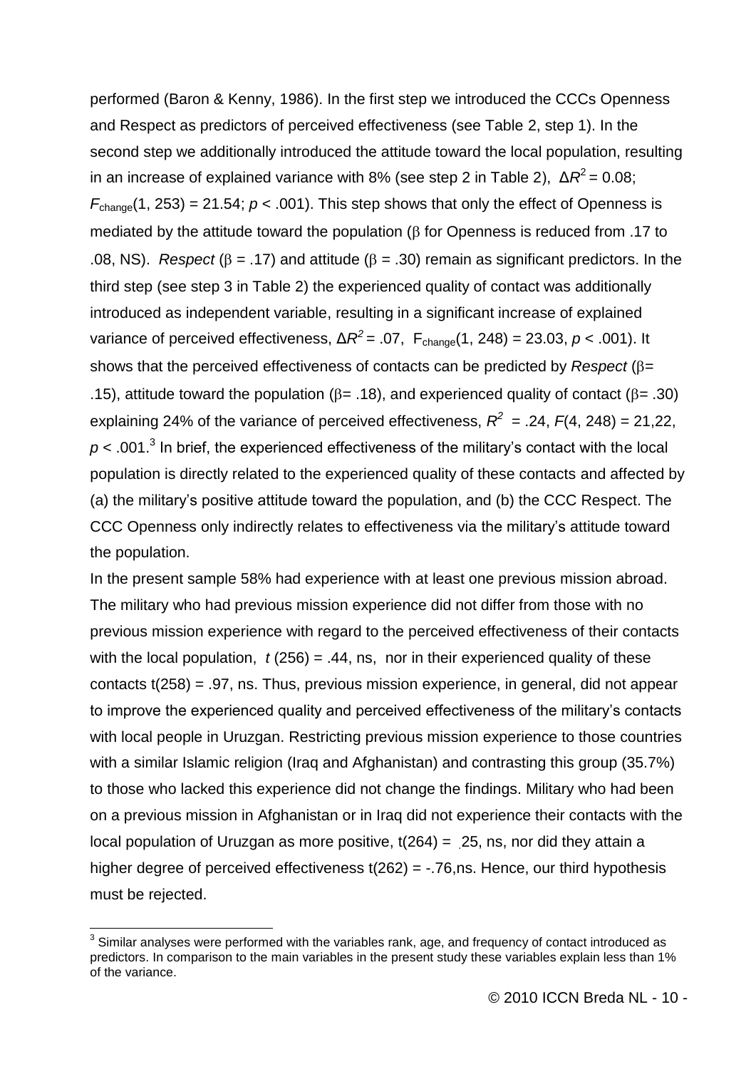performed (Baron & Kenny, 1986). In the first step we introduced the CCCs Openness and Respect as predictors of perceived effectiveness (see Table 2, step 1). In the second step we additionally introduced the attitude toward the local population, resulting in an increase of explained variance with 8% (see step 2 in Table 2), $\Delta R^2 = 0.08$; $F_{\text{change}}(1, 253) = 21.54$; $p < .001$). This step shows that only the effect of Openness is mediated by the attitude toward the population ($\beta$ for Openness is reduced from .17 to .08, NS). *Respect* ($\beta = .17$) and attitude ($\beta = .30$) remain as significant predictors. In the third step (see step 3 in Table 2) the experienced quality of contact was additionally introduced as independent variable, resulting in a significant increase of explained variance of perceived effectiveness, $\Delta R^2 = .07$, $F_{\text{change}}(1, 248) = 23.03$, $p < .001$). It shows that the perceived effectiveness of contacts can be predicted by *Respect* ($\beta$= .15), attitude toward the population ($\beta$= .18), and experienced quality of contact ($\beta$= .30) explaining 24% of the variance of perceived effectiveness, $R^2 = .24$, $F(4, 248) = 21,22$, $p < .001$.[3] In brief, the experienced effectiveness of the military's contact with the local population is directly related to the experienced quality of these contacts and affected by (a) the military's positive attitude toward the population, and (b) the CCC Respect. The CCC Openness only indirectly relates to effectiveness via the military's attitude toward the population.

In the present sample 58% had experience with at least one previous mission abroad. The military who had previous mission experience did not differ from those with no previous mission experience with regard to the perceived effectiveness of their contacts with the local population, $t\,(256) = .44$, ns, nor in their experienced quality of these contacts $t(258) = .97$, ns. Thus, previous mission experience, in general, did not appear to improve the experienced quality and perceived effectiveness of the military's contacts with local people in Uruzgan. Restricting previous mission experience to those countries with a similar Islamic religion (Iraq and Afghanistan) and contrasting this group (35.7%) to those who lacked this experience did not change the findings. Military who had been on a previous mission in Afghanistan or in Iraq did not experience their contacts with the local population of Uruzgan as more positive, $t(264) = .25$, ns, nor did they attain a higher degree of perceived effectiveness $t(262) = -.76$,ns. Hence, our third hypothesis must be rejected.

[3] Similar analyses were performed with the variables rank, age, and frequency of contact introduced as predictors. In comparison to the main variables in the present study these variables explain less than 1% of the variance.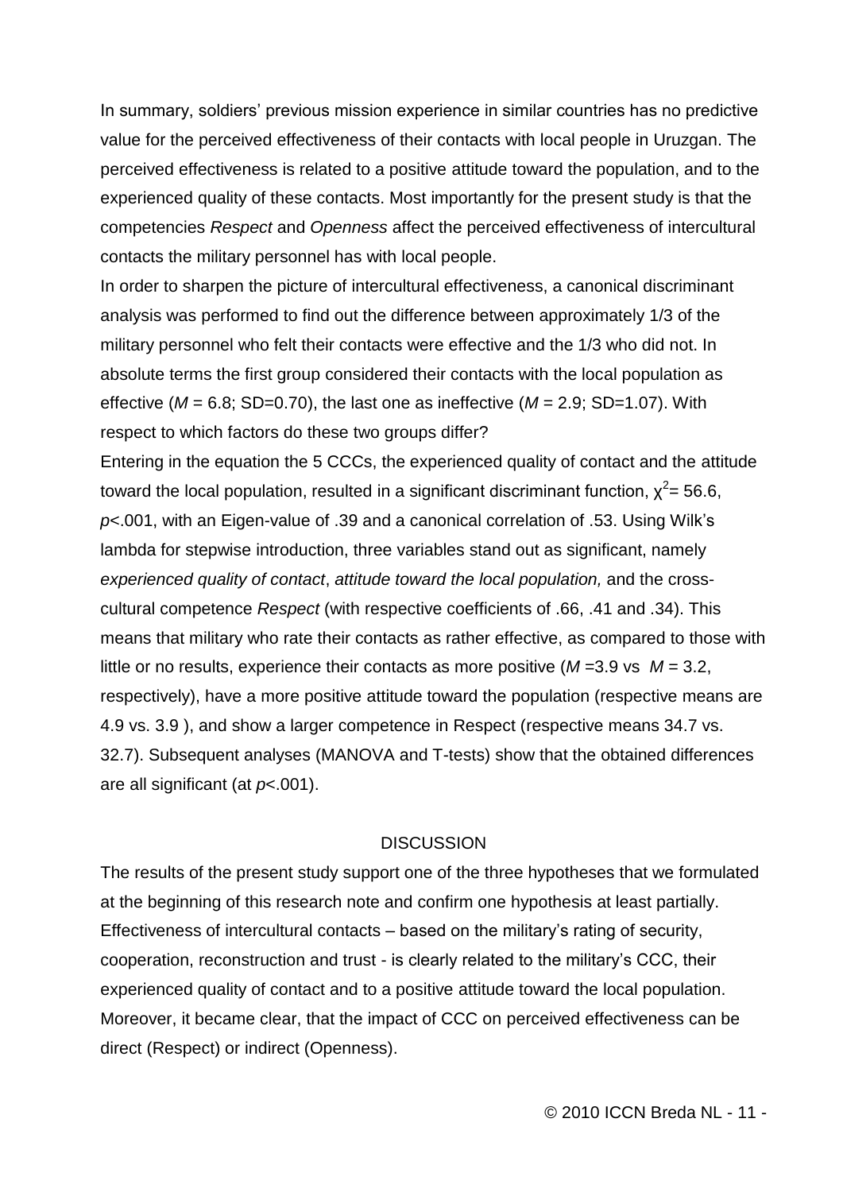In summary, soldiers' previous mission experience in similar countries has no predictive value for the perceived effectiveness of their contacts with local people in Uruzgan. The perceived effectiveness is related to a positive attitude toward the population, and to the experienced quality of these contacts. Most importantly for the present study is that the competencies *Respect* and *Openness* affect the perceived effectiveness of intercultural contacts the military personnel has with local people.

In order to sharpen the picture of intercultural effectiveness, a canonical discriminant analysis was performed to find out the difference between approximately 1/3 of the military personnel who felt their contacts were effective and the 1/3 who did not. In absolute terms the first group considered their contacts with the local population as effective ($M$ = 6.8; SD=0.70), the last one as ineffective ($M$ = 2.9; SD=1.07). With respect to which factors do these two groups differ?

Entering in the equation the 5 CCCs, the experienced quality of contact and the attitude toward the local population, resulted in a significant discriminant function, $\chi^2$= 56.6, $p$<.001, with an Eigen-value of .39 and a canonical correlation of .53. Using Wilk's lambda for stepwise introduction, three variables stand out as significant, namely *experienced quality of contact*, *attitude toward the local population,* and the cross-cultural competence *Respect* (with respective coefficients of .66, .41 and .34). This means that military who rate their contacts as rather effective, as compared to those with little or no results, experience their contacts as more positive ($M$ =3.9 vs $M$ = 3.2, respectively), have a more positive attitude toward the population (respective means are 4.9 vs. 3.9 ), and show a larger competence in Respect (respective means 34.7 vs. 32.7). Subsequent analyses (MANOVA and T-tests) show that the obtained differences are all significant (at $p$<.001).

## DISCUSSION

The results of the present study support one of the three hypotheses that we formulated at the beginning of this research note and confirm one hypothesis at least partially. Effectiveness of intercultural contacts – based on the military's rating of security, cooperation, reconstruction and trust - is clearly related to the military's CCC, their experienced quality of contact and to a positive attitude toward the local population. Moreover, it became clear, that the impact of CCC on perceived effectiveness can be direct (Respect) or indirect (Openness).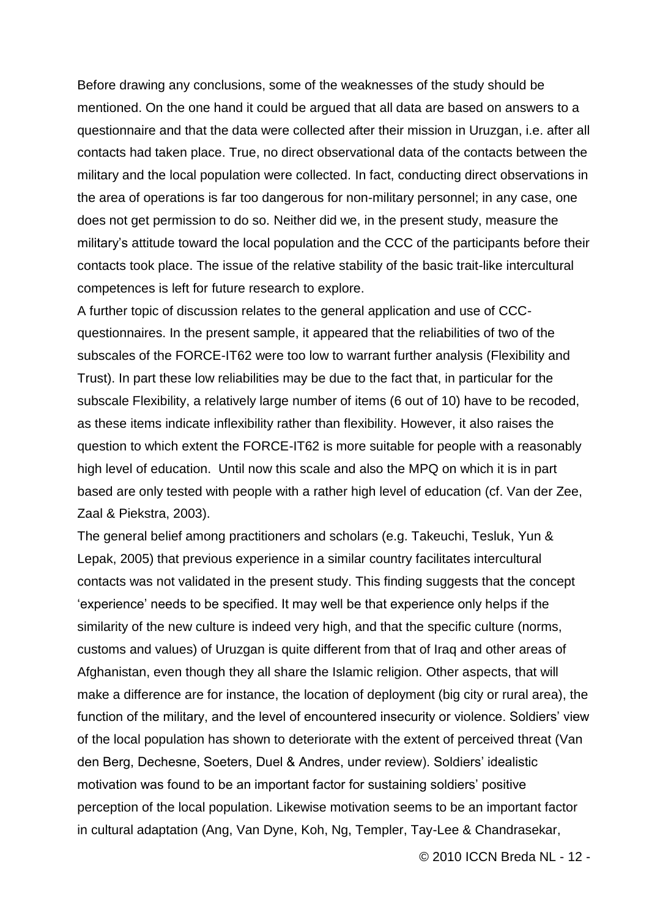Before drawing any conclusions, some of the weaknesses of the study should be mentioned. On the one hand it could be argued that all data are based on answers to a questionnaire and that the data were collected after their mission in Uruzgan, i.e. after all contacts had taken place. True, no direct observational data of the contacts between the military and the local population were collected. In fact, conducting direct observations in the area of operations is far too dangerous for non-military personnel; in any case, one does not get permission to do so. Neither did we, in the present study, measure the military's attitude toward the local population and the CCC of the participants before their contacts took place. The issue of the relative stability of the basic trait-like intercultural competences is left for future research to explore.

A further topic of discussion relates to the general application and use of CCC-questionnaires. In the present sample, it appeared that the reliabilities of two of the subscales of the FORCE-IT62 were too low to warrant further analysis (Flexibility and Trust). In part these low reliabilities may be due to the fact that, in particular for the subscale Flexibility, a relatively large number of items (6 out of 10) have to be recoded, as these items indicate inflexibility rather than flexibility. However, it also raises the question to which extent the FORCE-IT62 is more suitable for people with a reasonably high level of education. Until now this scale and also the MPQ on which it is in part based are only tested with people with a rather high level of education (cf. Van der Zee, Zaal & Piekstra, 2003).

The general belief among practitioners and scholars (e.g. Takeuchi, Tesluk, Yun & Lepak, 2005) that previous experience in a similar country facilitates intercultural contacts was not validated in the present study. This finding suggests that the concept 'experience' needs to be specified. It may well be that experience only helps if the similarity of the new culture is indeed very high, and that the specific culture (norms, customs and values) of Uruzgan is quite different from that of Iraq and other areas of Afghanistan, even though they all share the Islamic religion. Other aspects, that will make a difference are for instance, the location of deployment (big city or rural area), the function of the military, and the level of encountered insecurity or violence. Soldiers' view of the local population has shown to deteriorate with the extent of perceived threat (Van den Berg, Dechesne, Soeters, Duel & Andres, under review). Soldiers' idealistic motivation was found to be an important factor for sustaining soldiers' positive perception of the local population. Likewise motivation seems to be an important factor in cultural adaptation (Ang, Van Dyne, Koh, Ng, Templer, Tay-Lee & Chandrasekar,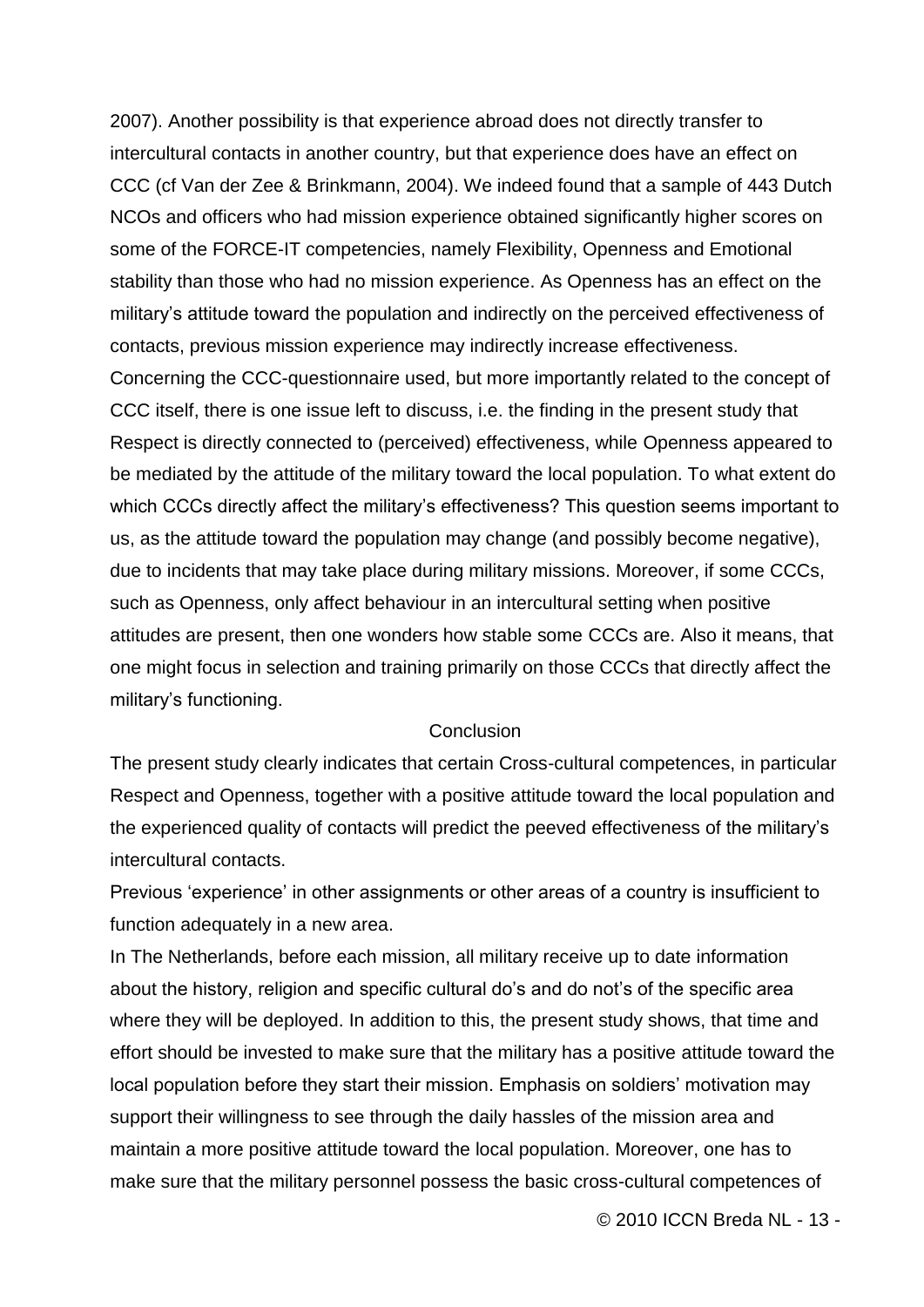2007). Another possibility is that experience abroad does not directly transfer to intercultural contacts in another country, but that experience does have an effect on CCC (cf Van der Zee & Brinkmann, 2004). We indeed found that a sample of 443 Dutch NCOs and officers who had mission experience obtained significantly higher scores on some of the FORCE-IT competencies, namely Flexibility, Openness and Emotional stability than those who had no mission experience. As Openness has an effect on the military's attitude toward the population and indirectly on the perceived effectiveness of contacts, previous mission experience may indirectly increase effectiveness.

Concerning the CCC-questionnaire used, but more importantly related to the concept of CCC itself, there is one issue left to discuss, i.e. the finding in the present study that Respect is directly connected to (perceived) effectiveness, while Openness appeared to be mediated by the attitude of the military toward the local population. To what extent do which CCCs directly affect the military's effectiveness? This question seems important to us, as the attitude toward the population may change (and possibly become negative), due to incidents that may take place during military missions. Moreover, if some CCCs, such as Openness, only affect behaviour in an intercultural setting when positive attitudes are present, then one wonders how stable some CCCs are. Also it means, that one might focus in selection and training primarily on those CCCs that directly affect the military's functioning.

## Conclusion

The present study clearly indicates that certain Cross-cultural competences, in particular Respect and Openness, together with a positive attitude toward the local population and the experienced quality of contacts will predict the peeved effectiveness of the military's intercultural contacts.

Previous 'experience' in other assignments or other areas of a country is insufficient to function adequately in a new area.

In The Netherlands, before each mission, all military receive up to date information about the history, religion and specific cultural do's and do not's of the specific area where they will be deployed. In addition to this, the present study shows, that time and effort should be invested to make sure that the military has a positive attitude toward the local population before they start their mission. Emphasis on soldiers' motivation may support their willingness to see through the daily hassles of the mission area and maintain a more positive attitude toward the local population. Moreover, one has to make sure that the military personnel possess the basic cross-cultural competences of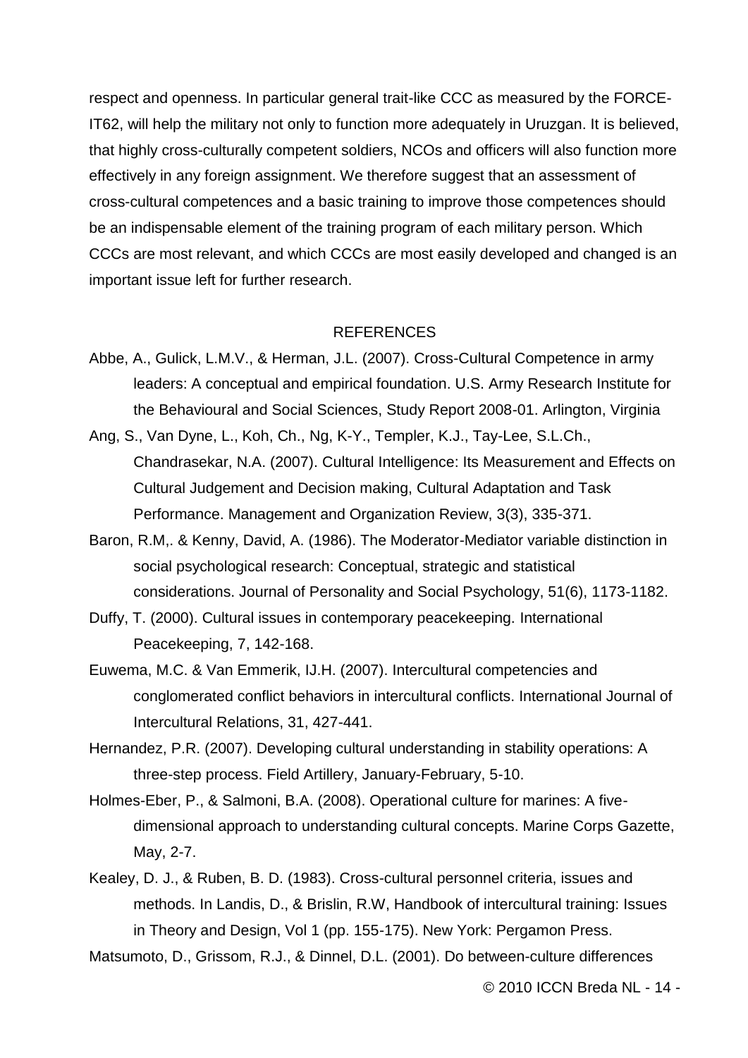respect and openness. In particular general trait-like CCC as measured by the FORCE-IT62, will help the military not only to function more adequately in Uruzgan. It is believed, that highly cross-culturally competent soldiers, NCOs and officers will also function more effectively in any foreign assignment. We therefore suggest that an assessment of cross-cultural competences and a basic training to improve those competences should be an indispensable element of the training program of each military person. Which CCCs are most relevant, and which CCCs are most easily developed and changed is an important issue left for further research.

## REFERENCES

Abbe, A., Gulick, L.M.V., & Herman, J.L. (2007). Cross-Cultural Competence in army leaders: A conceptual and empirical foundation. U.S. Army Research Institute for the Behavioural and Social Sciences, Study Report 2008-01. Arlington, Virginia

Ang, S., Van Dyne, L., Koh, Ch., Ng, K-Y., Templer, K.J., Tay-Lee, S.L.Ch., Chandrasekar, N.A. (2007). Cultural Intelligence: Its Measurement and Effects on Cultural Judgement and Decision making, Cultural Adaptation and Task Performance. Management and Organization Review, 3(3), 335-371.

Baron, R.M,. & Kenny, David, A. (1986). The Moderator-Mediator variable distinction in social psychological research: Conceptual, strategic and statistical considerations. Journal of Personality and Social Psychology, 51(6), 1173-1182.

Duffy, T. (2000). Cultural issues in contemporary peacekeeping. International Peacekeeping, 7, 142-168.

Euwema, M.C. & Van Emmerik, IJ.H. (2007). Intercultural competencies and conglomerated conflict behaviors in intercultural conflicts. International Journal of Intercultural Relations, 31, 427-441.

Hernandez, P.R. (2007). Developing cultural understanding in stability operations: A three-step process. Field Artillery, January-February, 5-10.

Holmes-Eber, P., & Salmoni, B.A. (2008). Operational culture for marines: A five-dimensional approach to understanding cultural concepts. Marine Corps Gazette, May, 2-7.

Kealey, D. J., & Ruben, B. D. (1983). Cross-cultural personnel criteria, issues and methods. In Landis, D., & Brislin, R.W, Handbook of intercultural training: Issues in Theory and Design, Vol 1 (pp. 155-175). New York: Pergamon Press.

Matsumoto, D., Grissom, R.J., & Dinnel, D.L. (2001). Do between-culture differences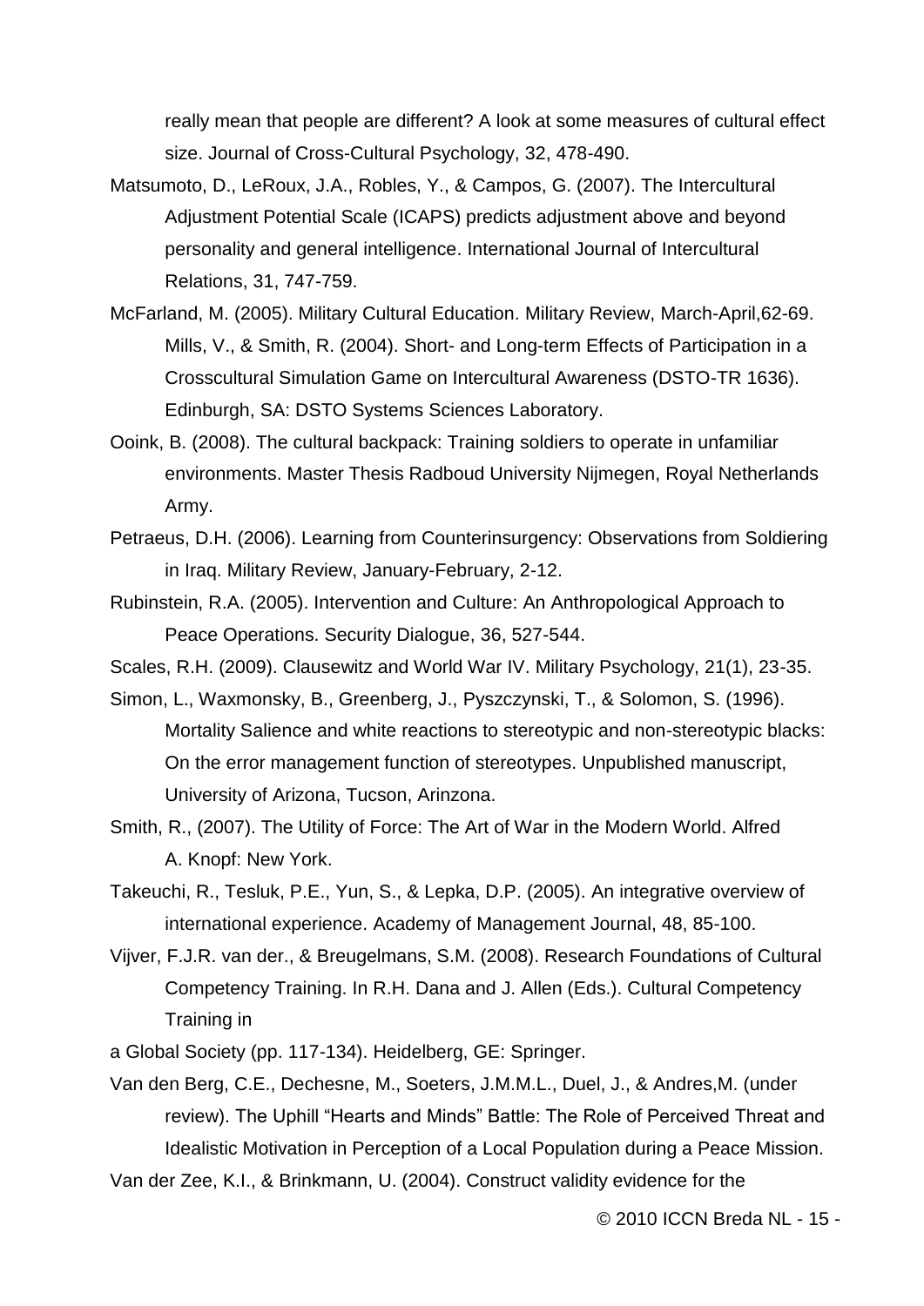really mean that people are different? A look at some measures of cultural effect size. Journal of Cross-Cultural Psychology, 32, 478-490.

Matsumoto, D., LeRoux, J.A., Robles, Y., & Campos, G. (2007). The Intercultural Adjustment Potential Scale (ICAPS) predicts adjustment above and beyond personality and general intelligence. International Journal of Intercultural Relations, 31, 747-759.

McFarland, M. (2005). Military Cultural Education. Military Review, March-April,62-69. Mills, V., & Smith, R. (2004). Short- and Long-term Effects of Participation in a Crosscultural Simulation Game on Intercultural Awareness (DSTO-TR 1636). Edinburgh, SA: DSTO Systems Sciences Laboratory.

Ooink, B. (2008). The cultural backpack: Training soldiers to operate in unfamiliar environments. Master Thesis Radboud University Nijmegen, Royal Netherlands Army.

Petraeus, D.H. (2006). Learning from Counterinsurgency: Observations from Soldiering in Iraq. Military Review, January-February, 2-12.

Rubinstein, R.A. (2005). Intervention and Culture: An Anthropological Approach to Peace Operations. Security Dialogue, 36, 527-544.

Scales, R.H. (2009). Clausewitz and World War IV. Military Psychology, 21(1), 23-35.

Simon, L., Waxmonsky, B., Greenberg, J., Pyszczynski, T., & Solomon, S. (1996). Mortality Salience and white reactions to stereotypic and non-stereotypic blacks: On the error management function of stereotypes. Unpublished manuscript, University of Arizona, Tucson, Arinzona.

Smith, R., (2007). The Utility of Force: The Art of War in the Modern World. Alfred A. Knopf: New York.

Takeuchi, R., Tesluk, P.E., Yun, S., & Lepka, D.P. (2005). An integrative overview of international experience. Academy of Management Journal, 48, 85-100.

Vijver, F.J.R. van der., & Breugelmans, S.M. (2008). Research Foundations of Cultural Competency Training. In R.H. Dana and J. Allen (Eds.). Cultural Competency Training in

a Global Society (pp. 117-134). Heidelberg, GE: Springer.

Van den Berg, C.E., Dechesne, M., Soeters, J.M.M.L., Duel, J., & Andres,M. (under review). The Uphill "Hearts and Minds" Battle: The Role of Perceived Threat and Idealistic Motivation in Perception of a Local Population during a Peace Mission.

Van der Zee, K.I., & Brinkmann, U. (2004). Construct validity evidence for the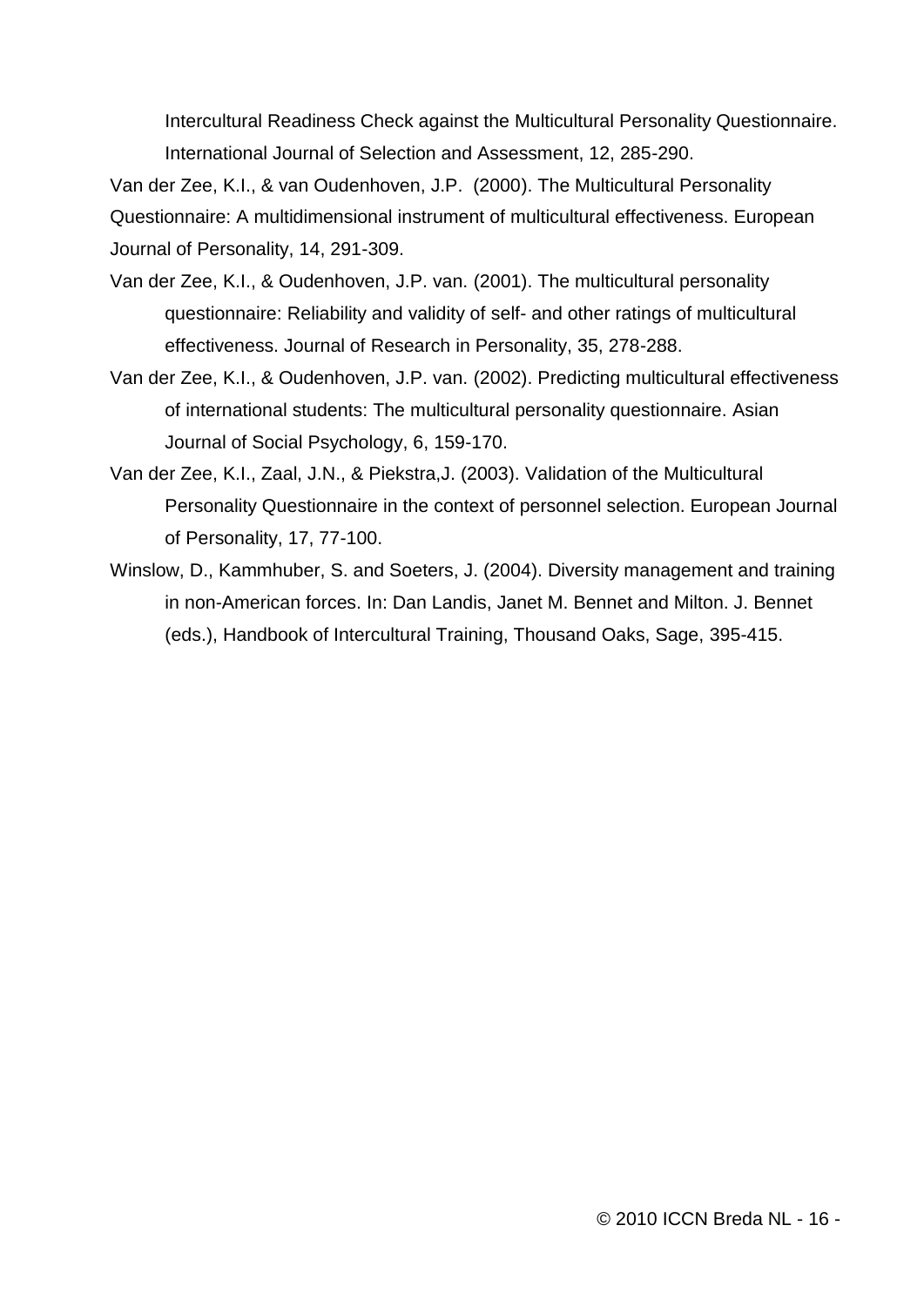Intercultural Readiness Check against the Multicultural Personality Questionnaire. International Journal of Selection and Assessment, 12, 285-290.

Van der Zee, K.I., & van Oudenhoven, J.P. (2000). The Multicultural Personality Questionnaire: A multidimensional instrument of multicultural effectiveness. European Journal of Personality, 14, 291-309.

Van der Zee, K.I., & Oudenhoven, J.P. van. (2001). The multicultural personality questionnaire: Reliability and validity of self- and other ratings of multicultural effectiveness. Journal of Research in Personality, 35, 278-288.

Van der Zee, K.I., & Oudenhoven, J.P. van. (2002). Predicting multicultural effectiveness of international students: The multicultural personality questionnaire. Asian Journal of Social Psychology, 6, 159-170.

Van der Zee, K.I., Zaal, J.N., & Piekstra,J. (2003). Validation of the Multicultural Personality Questionnaire in the context of personnel selection. European Journal of Personality, 17, 77-100.

Winslow, D., Kammhuber, S. and Soeters, J. (2004). Diversity management and training in non-American forces. In: Dan Landis, Janet M. Bennet and Milton. J. Bennet (eds.), Handbook of Intercultural Training, Thousand Oaks, Sage, 395-415.